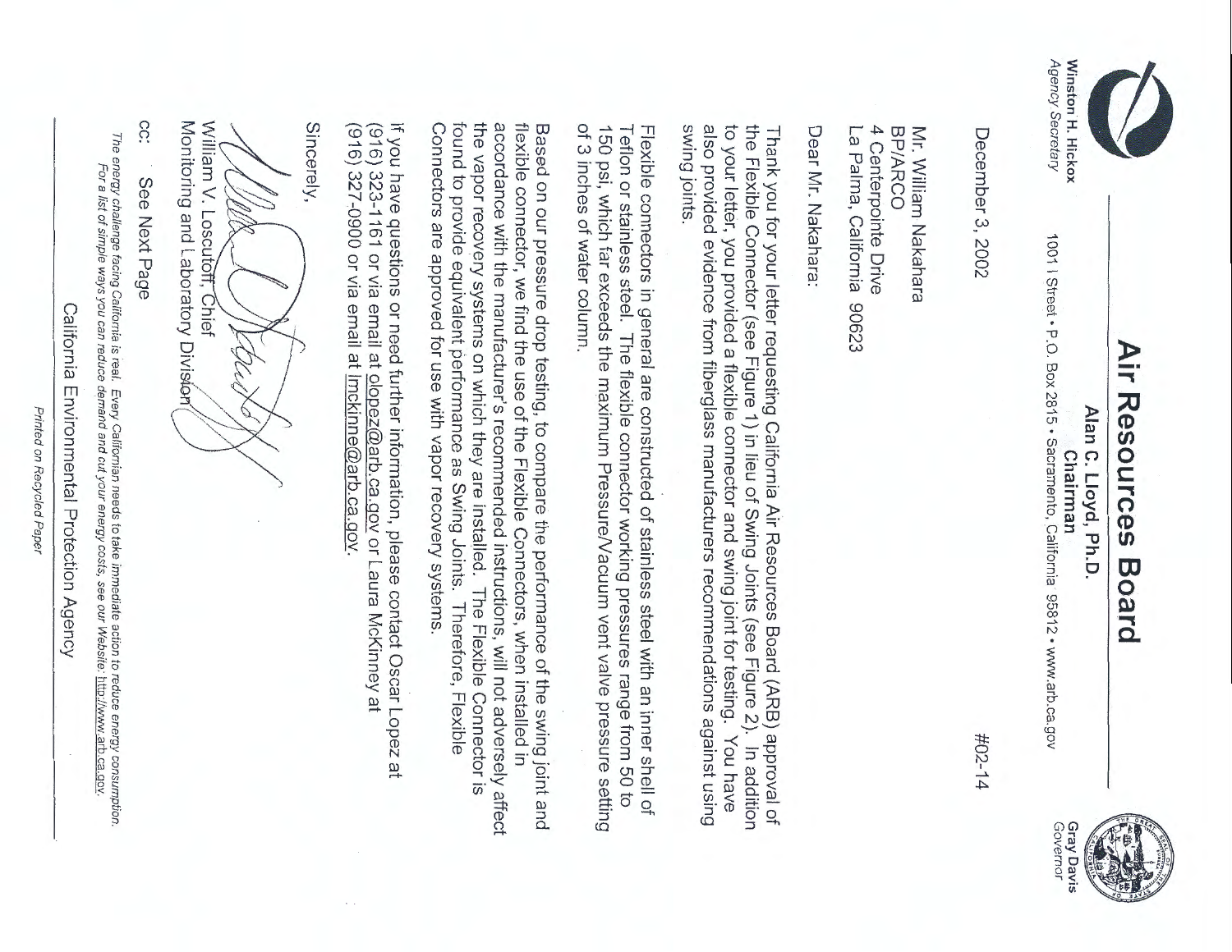Winston H. Hickox
*Agency Secretary*

# Air Resources Board

**Alan C. Lloyd, Ph.D.**
**Chairman**

1001 I Street • P.O. Box 2815 • Sacramento, California 95812 • www.arb.ca.gov

**Gray Davis**
*Governor*

December 3, 2002 #02-14

Mr. William Nakahara
BP/ARCO
4 Centerpointe Drive
La Palma, California 90623

Dear Mr. Nakahara:

Thank you for your letter requesting California Air Resources Board (ARB) approval of the Flexible Connector (see Figure 1) in lieu of Swing Joints (see Figure 2). In addition to your letter, you provided a flexible connector and swing joint for testing. You have also provided evidence from fiberglass manufacturers recommendations against using swing joints.

Flexible connectors in general are constructed of stainless steel with an inner shell of Teflon or stainless steel. The flexible connector working pressures range from 50 to 150 psi, which far exceeds the maximum Pressure/Vacuum vent valve pressure setting of 3 inches of water column.

Based on our pressure drop testing, to compare the performance of the swing joint and flexible connector, we find the use of the Flexible Connectors, when installed in accordance with the manufacturer's recommended instructions, will not adversely affect the vapor recovery systems on which they are installed. The Flexible Connector is found to provide equivalent performance as Swing Joints. Therefore, Flexible Connectors are approved for use with vapor recovery systems.

If you have questions or need further information, please contact Oscar Lopez at (916) 323-1161 or via email at olopez@arb.ca.gov or Laura McKinney at (916) 327-0900 or via email at lmckinne@arb.ca.gov.

Sincerely,

William V. Loscutoff, Chief
Monitoring and Laboratory Division

cc: See Next Page

*The energy challenge facing California is real. Every Californian needs to take immediate action to reduce energy consumption. For a list of simple ways you can reduce demand and cut your energy costs, see our Website: http://www.arb.ca.gov.*

California Environmental Protection Agency

*Printed on Recycled Paper*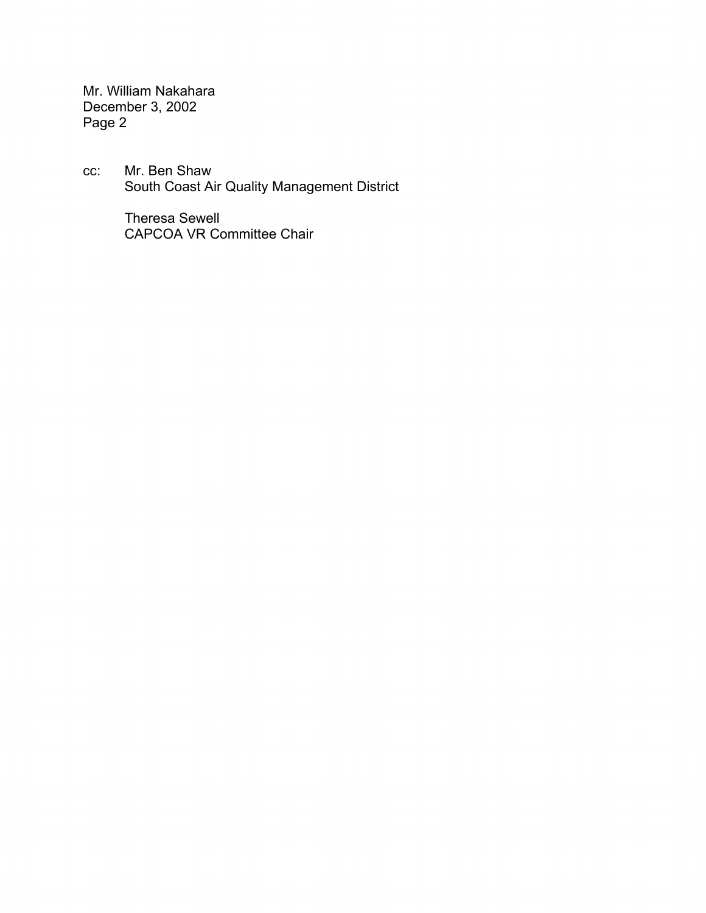cc: Mr. Ben Shaw
South Coast Air Quality Management District

Theresa Sewell
CAPCOA VR Committee Chair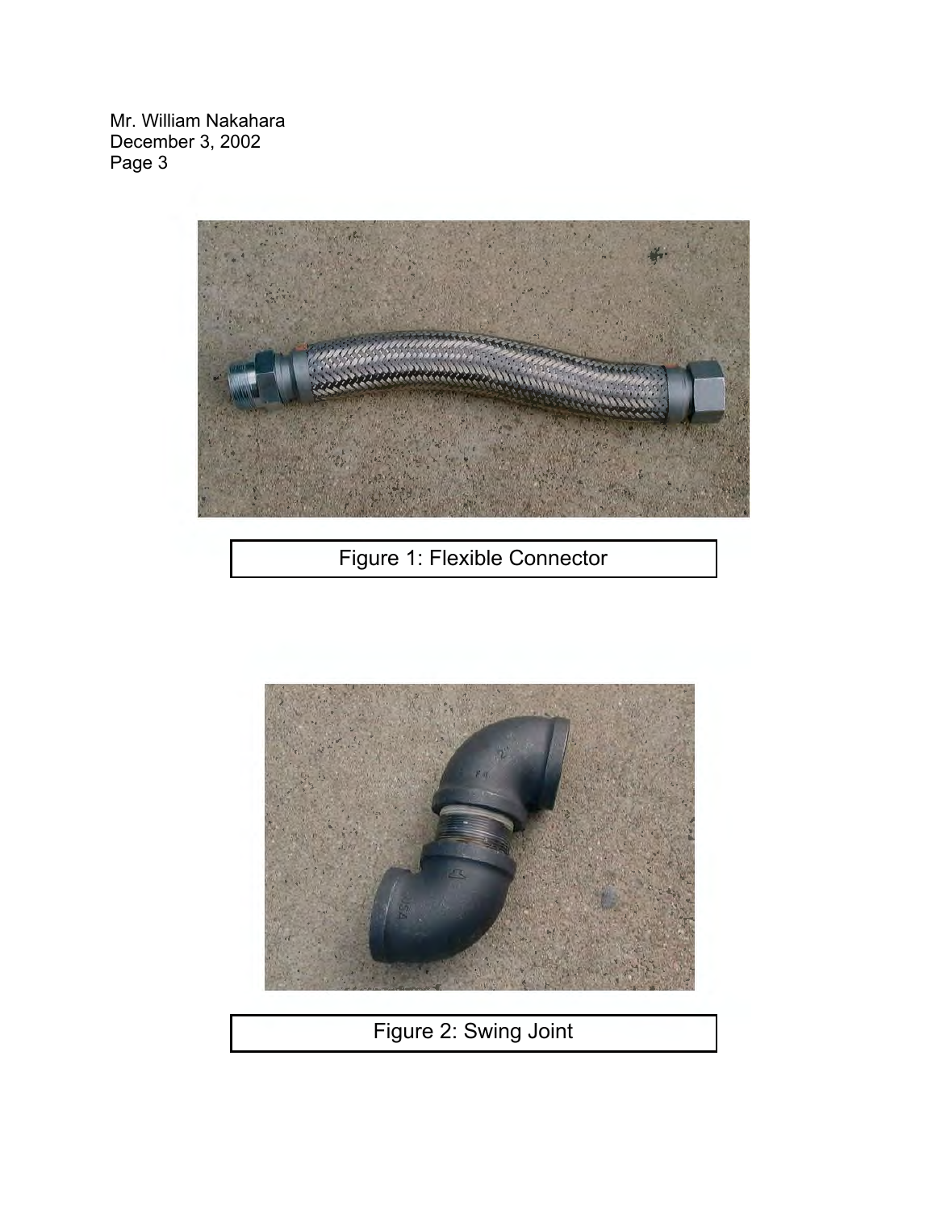Figure 1: Flexible Connector

Figure 2: Swing Joint